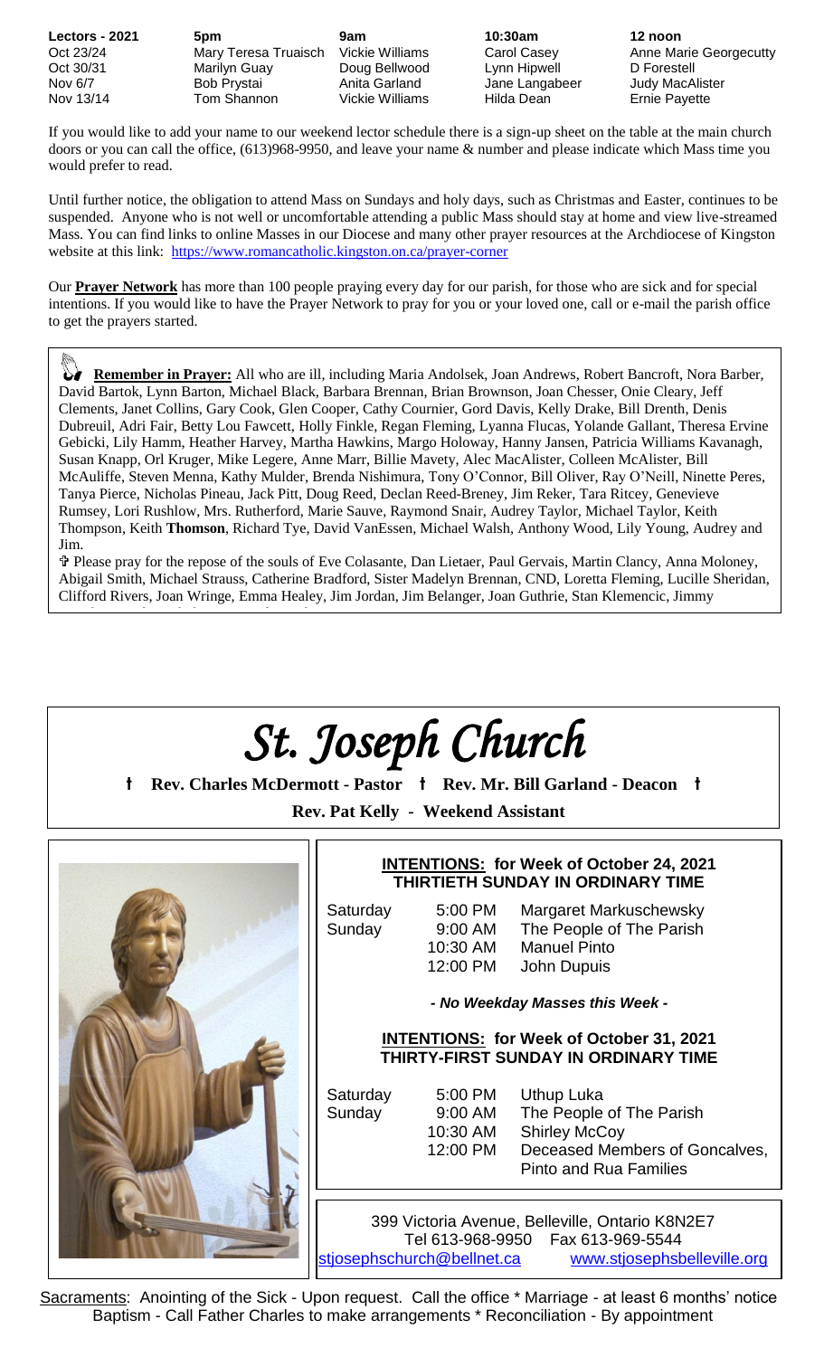| Lectors - 2021 | 5pm | 9am | 10:30am | 12 noon |
| --- | --- | --- | --- | --- |
| Oct 23/24 | Mary Teresa Truaisch | Vickie Williams | Carol Casey | Anne Marie Georgecutty |
| Oct 30/31 | Marilyn Guay | Doug Bellwood | Lynn Hipwell | D Forestell |
| Nov 6/7 | Bob Prystai | Anita Garland | Jane Langabeer | Judy MacAlister |
| Nov 13/14 | Tom Shannon | Vickie Williams | Hilda Dean | Ernie Payette |

If you would like to add your name to our weekend lector schedule there is a sign-up sheet on the table at the main church doors or you can call the office, (613)968-9950, and leave your name & number and please indicate which Mass time you would prefer to read.

Until further notice, the obligation to attend Mass on Sundays and holy days, such as Christmas and Easter, continues to be suspended. Anyone who is not well or uncomfortable attending a public Mass should stay at home and view live-streamed Mass. You can find links to online Masses in our Diocese and many other prayer resources at the Archdiocese of Kingston website at this link: https://www.romancatholic.kingston.on.ca/prayer-corner

Our **Prayer Network** has more than 100 people praying every day for our parish, for those who are sick and for special intentions. If you would like to have the Prayer Network to pray for you or your loved one, call or e-mail the parish office to get the prayers started.

**Remember in Prayer:** All who are ill, including Maria Andolsek, Joan Andrews, Robert Bancroft, Nora Barber, David Bartok, Lynn Barton, Michael Black, Barbara Brennan, Brian Brownson, Joan Chesser, Onie Cleary, Jeff Clements, Janet Collins, Gary Cook, Glen Cooper, Cathy Cournier, Gord Davis, Kelly Drake, Bill Drenth, Denis Dubreuil, Adri Fair, Betty Lou Fawcett, Holly Finkle, Regan Fleming, Lyanna Flucas, Yolande Gallant, Theresa Ervine Gebicki, Lily Hamm, Heather Harvey, Martha Hawkins, Margo Holoway, Hanny Jansen, Patricia Williams Kavanagh, Susan Knapp, Orl Kruger, Mike Legere, Anne Marr, Billie Mavety, Alec MacAlister, Colleen McAlister, Bill McAuliffe, Steven Menna, Kathy Mulder, Brenda Nishimura, Tony O'Connor, Bill Oliver, Ray O'Neill, Ninette Peres, Tanya Pierce, Nicholas Pineau, Jack Pitt, Doug Reed, Declan Reed-Breney, Jim Reker, Tara Ritcey, Genevieve Rumsey, Lori Rushlow, Mrs. Rutherford, Marie Sauve, Raymond Snair, Audrey Taylor, Michael Taylor, Keith Thompson, Keith **Thomson**, Richard Tye, David VanEssen, Michael Walsh, Anthony Wood, Lily Young, Audrey and Jim.

✞ Please pray for the repose of the souls of Eve Colasante, Dan Lietaer, Paul Gervais, Martin Clancy, Anna Moloney, Abigail Smith, Michael Strauss, Catherine Bradford, Sister Madelyn Brennan, CND, Loretta Fleming, Lucille Sheridan, Clifford Rivers, Joan Wringe, Emma Healey, Jim Jordan, Jim Belanger, Joan Guthrie, Stan Klemencic, Jimmy

# St. Joseph Church

**† Rev. Charles McDermott - Pastor † Rev. Mr. Bill Garland - Deacon †**

**Rev. Pat Kelly - Weekend Assistant**

**INTENTIONS: for Week of October 24, 2021**
**THIRTIETH SUNDAY IN ORDINARY TIME**

| | | |
| --- | --- | --- |
| Saturday | 5:00 PM | Margaret Markuschewsky |
| Sunday | 9:00 AM | The People of The Parish |
| | 10:30 AM | Manuel Pinto |
| | 12:00 PM | John Dupuis |

***- No Weekday Masses this Week -***

**INTENTIONS: for Week of October 31, 2021**
**THIRTY-FIRST SUNDAY IN ORDINARY TIME**

| | | |
| --- | --- | --- |
| Saturday | 5:00 PM | Uthup Luka |
| Sunday | 9:00 AM | The People of The Parish |
| | 10:30 AM | Shirley McCoy |
| | 12:00 PM | Deceased Members of Goncalves, Pinto and Rua Families |

399 Victoria Avenue, Belleville, Ontario K8N2E7
Tel 613-968-9950 Fax 613-969-5544
stjosephschurch@bellnet.ca www.stjosephsbelleville.org

Sacraments: Anointing of the Sick - Upon request. Call the office * Marriage - at least 6 months' notice
Baptism - Call Father Charles to make arrangements * Reconciliation - By appointment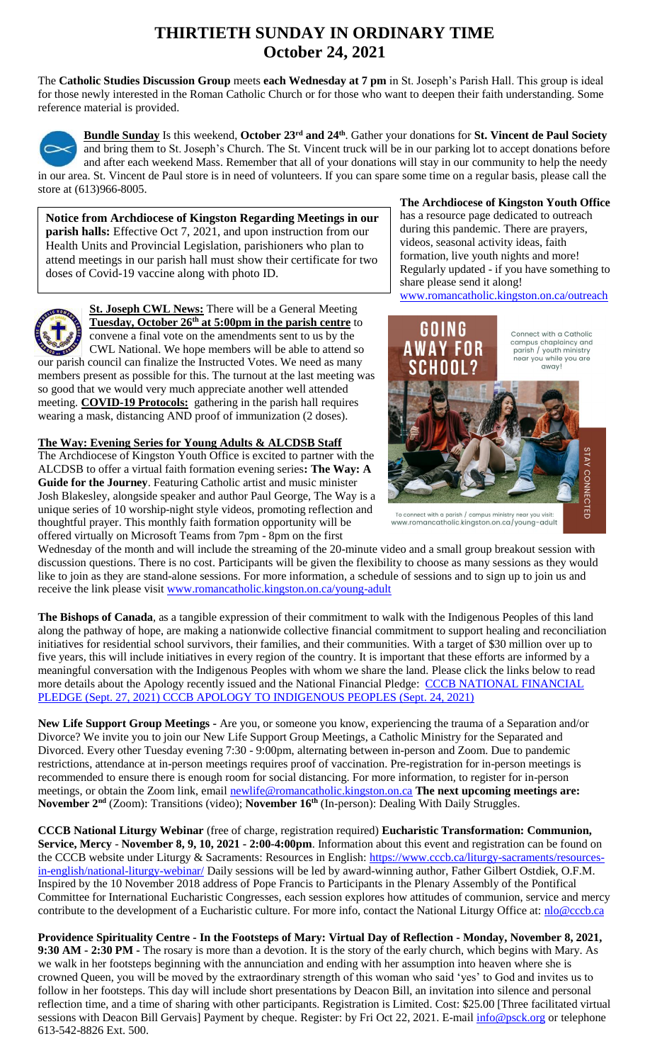# THIRTIETH SUNDAY IN ORDINARY TIME
## October 24, 2021

The **Catholic Studies Discussion Group** meets **each Wednesday at 7 pm** in St. Joseph's Parish Hall. This group is ideal for those newly interested in the Roman Catholic Church or for those who want to deepen their faith understanding. Some reference material is provided.

**Bundle Sunday** Is this weekend, **October 23rd and 24th**. Gather your donations for **St. Vincent de Paul Society** and bring them to St. Joseph's Church. The St. Vincent truck will be in our parking lot to accept donations before and after each weekend Mass. Remember that all of your donations will stay in our community to help the needy in our area. St. Vincent de Paul store is in need of volunteers. If you can spare some time on a regular basis, please call the store at (613)966-8005.

**Notice from Archdiocese of Kingston Regarding Meetings in our parish halls:** Effective Oct 7, 2021, and upon instruction from our Health Units and Provincial Legislation, parishioners who plan to attend meetings in our parish hall must show their certificate for two doses of Covid-19 vaccine along with photo ID.

**St. Joseph CWL News:** There will be a General Meeting **Tuesday, October 26th at 5:00pm in the parish centre** to convene a final vote on the amendments sent to us by the CWL National. We hope members will be able to attend so our parish council can finalize the Instructed Votes. We need as many members present as possible for this. The turnout at the last meeting was so good that we would very much appreciate another well attended meeting. **COVID-19 Protocols:** gathering in the parish hall requires wearing a mask, distancing AND proof of immunization (2 doses).

**The Way: Evening Series for Young Adults & ALCDSB Staff**

The Archdiocese of Kingston Youth Office is excited to partner with the ALCDSB to offer a virtual faith formation evening series**: The Way: A Guide for the Journey**. Featuring Catholic artist and music minister Josh Blakesley, alongside speaker and author Paul George, The Way is a unique series of 10 worship-night style videos, promoting reflection and thoughtful prayer. This monthly faith formation opportunity will be offered virtually on Microsoft Teams from 7pm - 8pm on the first Wednesday of the month and will include the streaming of the 20-minute video and a small group breakout session with discussion questions. There is no cost. Participants will be given the flexibility to choose as many sessions as they would like to join as they are stand-alone sessions. For more information, a schedule of sessions and to sign up to join us and receive the link please visit www.romancatholic.kingston.on.ca/young-adult

**The Archdiocese of Kingston Youth Office** has a resource page dedicated to outreach during this pandemic. There are prayers, videos, seasonal activity ideas, faith formation, live youth nights and more! Regularly updated - if you have something to share please send it along! www.romancatholic.kingston.on.ca/outreach

GOING AWAY FOR SCHOOL? Connect with a Catholic campus chaplaincy and parish / youth ministry near you while you are away! STAY CONNECTED

To connect with a parish / campus ministry near you visit: www.romancatholic.kingston.on.ca/young-adult

**The Bishops of Canada**, as a tangible expression of their commitment to walk with the Indigenous Peoples of this land along the pathway of hope, are making a nationwide collective financial commitment to support healing and reconciliation initiatives for residential school survivors, their families, and their communities. With a target of $30 million over up to five years, this will include initiatives in every region of the country. It is important that these efforts are informed by a meaningful conversation with the Indigenous Peoples with whom we share the land. Please click the links below to read more details about the Apology recently issued and the National Financial Pledge: CCCB NATIONAL FINANCIAL PLEDGE (Sept. 27, 2021) CCCB APOLOGY TO INDIGENOUS PEOPLES (Sept. 24, 2021)

**New Life Support Group Meetings** - Are you, or someone you know, experiencing the trauma of a Separation and/or Divorce? We invite you to join our New Life Support Group Meetings, a Catholic Ministry for the Separated and Divorced. Every other Tuesday evening 7:30 - 9:00pm, alternating between in-person and Zoom. Due to pandemic restrictions, attendance at in-person meetings requires proof of vaccination. Pre-registration for in-person meetings is recommended to ensure there is enough room for social distancing. For more information, to register for in-person meetings, or obtain the Zoom link, email newlife@romancatholic.kingston.on.ca **The next upcoming meetings are: November 2nd** (Zoom): Transitions (video); **November 16th** (In-person): Dealing With Daily Struggles.

**CCCB National Liturgy Webinar** (free of charge, registration required) **Eucharistic Transformation: Communion, Service, Mercy - November 8, 9, 10, 2021 - 2:00-4:00pm**. Information about this event and registration can be found on the CCCB website under Liturgy & Sacraments: Resources in English: https://www.cccb.ca/liturgy-sacraments/resources-in-english/national-liturgy-webinar/ Daily sessions will be led by award-winning author, Father Gilbert Ostdiek, O.F.M. Inspired by the 10 November 2018 address of Pope Francis to Participants in the Plenary Assembly of the Pontifical Committee for International Eucharistic Congresses, each session explores how attitudes of communion, service and mercy contribute to the development of a Eucharistic culture. For more info, contact the National Liturgy Office at: nlo@cccb.ca

**Providence Spirituality Centre - In the Footsteps of Mary: Virtual Day of Reflection - Monday, November 8, 2021, 9:30 AM - 2:30 PM -** The rosary is more than a devotion. It is the story of the early church, which begins with Mary. As we walk in her footsteps beginning with the annunciation and ending with her assumption into heaven where she is crowned Queen, you will be moved by the extraordinary strength of this woman who said 'yes' to God and invites us to follow in her footsteps. This day will include short presentations by Deacon Bill, an invitation into silence and personal reflection time, and a time of sharing with other participants. Registration is Limited. Cost: $25.00 [Three facilitated virtual sessions with Deacon Bill Gervais] Payment by cheque. Register: by Fri Oct 22, 2021. E-mail info@psck.org or telephone 613-542-8826 Ext. 500.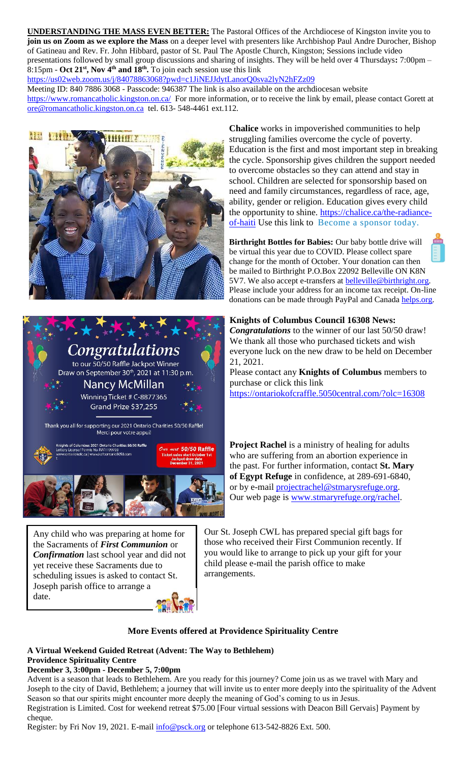**UNDERSTANDING THE MASS EVEN BETTER:** The Pastoral Offices of the Archdiocese of Kingston invite you to **join us on Zoom as we explore the Mass** on a deeper level with presenters like Archbishop Paul Andre Durocher, Bishop of Gatineau and Rev. Fr. John Hibbard, pastor of St. Paul The Apostle Church, Kingston; Sessions include video presentations followed by small group discussions and sharing of insights. They will be held over 4 Thursdays**:** 7:00pm – 8:15pm - **Oct 21st, Nov 4th and 18th.** To join each session use this link https://us02web.zoom.us/j/84078863068?pwd=c1JiNEJJdytLanorQ0sva2lyN2hFZz09

Meeting ID: 840 7886 3068 - Passcode: 946387 The link is also available on the archdiocesan website https://www.romancatholic.kingston.on.ca/ For more information, or to receive the link by email, please contact Gorett at ore@romancatholic.kingston.on.ca tel. 613- 548-4461 ext.112.

**Chalice** works in impoverished communities to help struggling families overcome the cycle of poverty. Education is the first and most important step in breaking the cycle. Sponsorship gives children the support needed to overcome obstacles so they can attend and stay in school. Children are selected for sponsorship based on need and family circumstances, regardless of race, age, ability, gender or religion. Education gives every child the opportunity to shine. https://chalice.ca/the-radiance-of-haiti Use this link to Become a sponsor today.

**Birthright Bottles for Babies:** Our baby bottle drive will be virtual this year due to COVID. Please collect spare change for the month of October. Your donation can then be mailed to Birthright P.O.Box 22092 Belleville ON K8N 5V7. We also accept e-transfers at belleville@birthright.org. Please include your address for an income tax receipt. On-line donations can be made through PayPal and Canada helps.org.

**Congratulations**

to our 50/50 Raffle Jackpot Winner
Draw on September 30th, 2021 at 11:30 p.m.

Nancy McMillan
Winning Ticket # C-8877365
Grand Prize $37,255

Thank you all for supporting our 2021 Ontario Charities 50/50 Raffle!
Merci pour votre appui!

Our next 50/50 Raffle — Ticket sales start October 1st — Jackpot draw date December 31, 2021

**Knights of Columbus Council 16308 News:**
***Congratulations*** to the winner of our last 50/50 draw! We thank all those who purchased tickets and wish everyone luck on the new draw to be held on December 21, 2021.
Please contact any **Knights of Columbus** members to purchase or click this link
https://ontariokofcraffle.5050central.com/?olc=16308

**Project Rachel** is a ministry of healing for adults who are suffering from an abortion experience in the past. For further information, contact **St. Mary of Egypt Refuge** in confidence, at 289-691-6840, or by e-mail projectrachel@stmarysrefuge.org. Our web page is www.stmaryrefuge.org/rachel.

Any child who was preparing at home for the Sacraments of ***First Communion*** or ***Confirmation*** last school year and did not yet receive these Sacraments due to scheduling issues is asked to contact St. Joseph parish office to arrange a date.

Our St. Joseph CWL has prepared special gift bags for those who received their First Communion recently. If you would like to arrange to pick up your gift for your child please e-mail the parish office to make arrangements.

## More Events offered at Providence Spirituality Centre

**A Virtual Weekend Guided Retreat (Advent: The Way to Bethlehem)**
**Providence Spirituality Centre**
**December 3, 3:00pm - December 5, 7:00pm**

Advent is a season that leads to Bethlehem. Are you ready for this journey? Come join us as we travel with Mary and Joseph to the city of David, Bethlehem; a journey that will invite us to enter more deeply into the spirituality of the Advent Season so that our spirits might encounter more deeply the meaning of God's coming to us in Jesus.

Registration is Limited. Cost for weekend retreat $75.00 [Four virtual sessions with Deacon Bill Gervais] Payment by cheque.

Register: by Fri Nov 19, 2021. E-mail info@psck.org or telephone 613-542-8826 Ext. 500.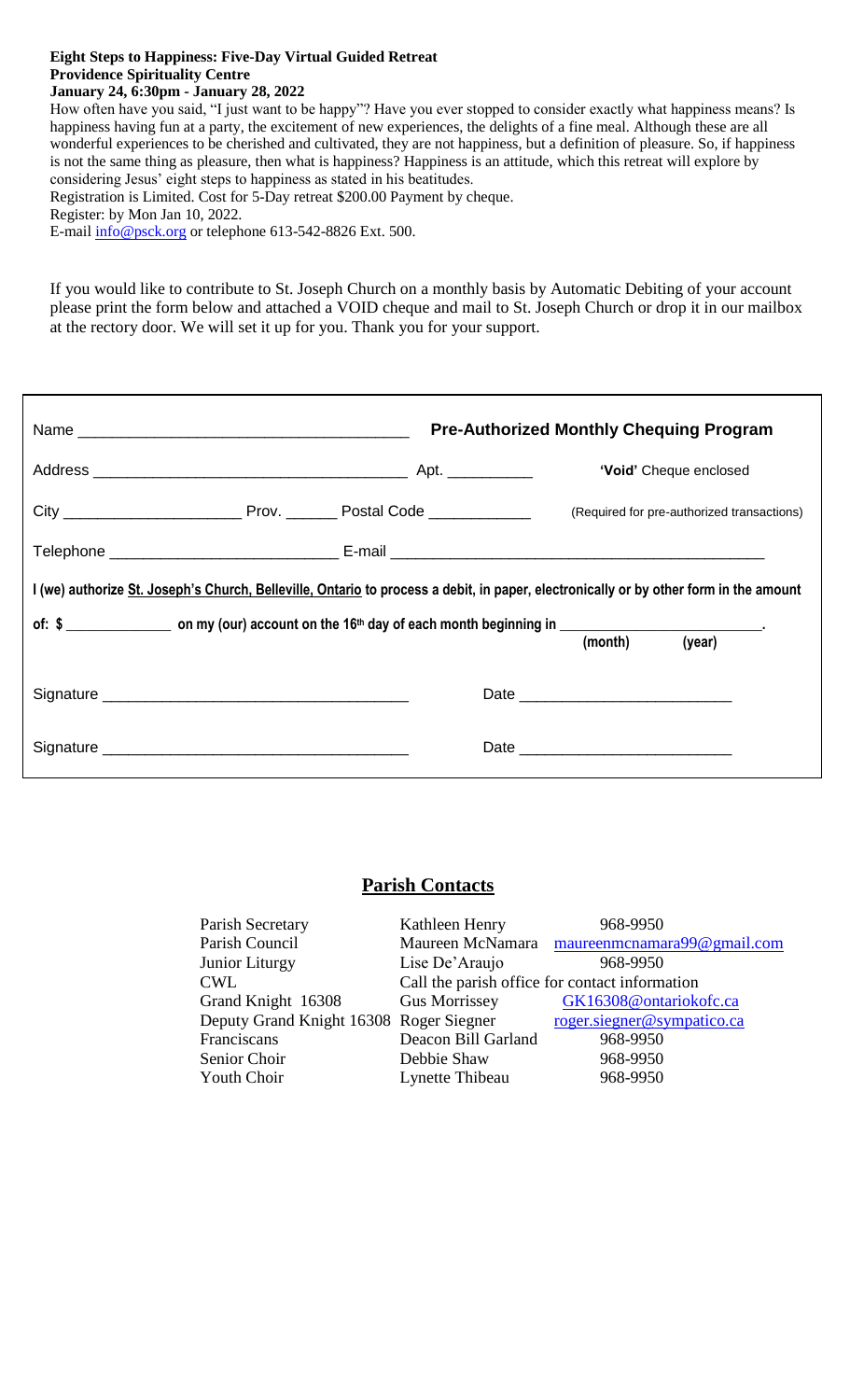**Eight Steps to Happiness: Five-Day Virtual Guided Retreat**
**Providence Spirituality Centre**
**January 24, 6:30pm - January 28, 2022**

How often have you said, "I just want to be happy"? Have you ever stopped to consider exactly what happiness means? Is happiness having fun at a party, the excitement of new experiences, the delights of a fine meal. Although these are all wonderful experiences to be cherished and cultivated, they are not happiness, but a definition of pleasure. So, if happiness is not the same thing as pleasure, then what is happiness? Happiness is an attitude, which this retreat will explore by considering Jesus' eight steps to happiness as stated in his beatitudes.

Registration is Limited. Cost for 5-Day retreat $200.00 Payment by cheque.

Register: by Mon Jan 10, 2022.

E-mail info@psck.org or telephone 613-542-8826 Ext. 500.

If you would like to contribute to St. Joseph Church on a monthly basis by Automatic Debiting of your account please print the form below and attached a VOID cheque and mail to St. Joseph Church or drop it in our mailbox at the rectory door. We will set it up for you. Thank you for your support.

---

Name ______________________________________ **Pre-Authorized Monthly Chequing Program**

Address ____________________________________ Apt. __________ **'Void'** Cheque enclosed

City ____________________ Prov. ______ Postal Code ____________ (Required for pre-authorized transactions)

Telephone __________________________ E-mail ____________________________________________

**I (we) authorize St. Joseph's Church, Belleville, Ontario to process a debit, in paper, electronically or by other form in the amount**

**of: $ ______________ on my (our) account on the 16th day of each month beginning in __________________________.**
**(month) (year)**

Signature ____________________________________ Date _________________________

Signature ____________________________________ Date _________________________

---

## Parish Contacts

| | | |
|---|---|---|
| Parish Secretary | Kathleen Henry | 968-9950 |
| Parish Council | Maureen McNamara | maureenmcnamara99@gmail.com |
| Junior Liturgy | Lise De'Araujo | 968-9950 |
| CWL | Call the parish office for contact information | |
| Grand Knight 16308 | Gus Morrissey | GK16308@ontariokofc.ca |
| Deputy Grand Knight 16308 | Roger Siegner | roger.siegner@sympatico.ca |
| Franciscans | Deacon Bill Garland | 968-9950 |
| Senior Choir | Debbie Shaw | 968-9950 |
| Youth Choir | Lynette Thibeau | 968-9950 |